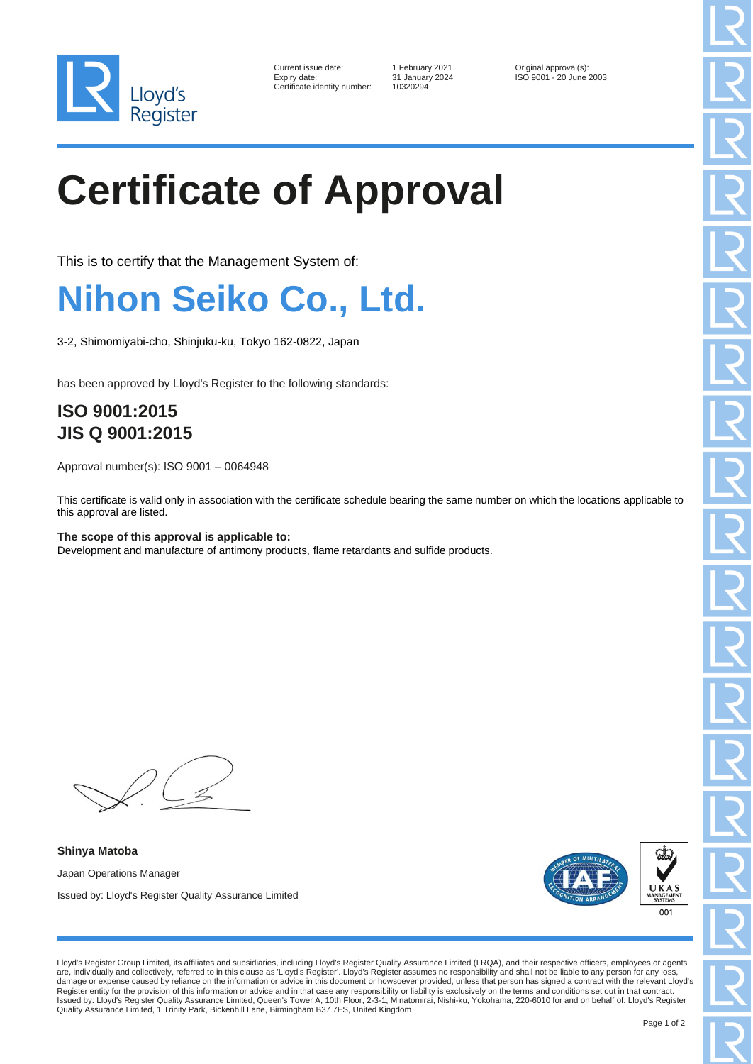| Current issue date: | 1 February 2021 | Original approval(s): |
|---|---|---|
| Expiry date: | 31 January 2024 | ISO 9001 - 20 June 2003 |
| Certificate identity number: | 10320294 | |

# Certificate of Approval

This is to certify that the Management System of:

## Nihon Seiko Co., Ltd.

3-2, Shimomiyabi-cho, Shinjuku-ku, Tokyo 162-0822, Japan

has been approved by Lloyd's Register to the following standards:

### ISO 9001:2015
### JIS Q 9001:2015

Approval number(s): ISO 9001 – 0064948

This certificate is valid only in association with the certificate schedule bearing the same number on which the locations applicable to this approval are listed.

**The scope of this approval is applicable to:**
Development and manufacture of antimony products, flame retardants and sulfide products.

**Shinya Matoba**

Japan Operations Manager

Issued by: Lloyd's Register Quality Assurance Limited

Lloyd's Register Group Limited, its affiliates and subsidiaries, including Lloyd's Register Quality Assurance Limited (LRQA), and their respective officers, employees or agents are, individually and collectively, referred to in this clause as 'Lloyd's Register'. Lloyd's Register assumes no responsibility and shall not be liable to any person for any loss, damage or expense caused by reliance on the information or advice in this document or howsoever provided, unless that person has signed a contract with the relevant Lloyd's Register entity for the provision of this information or advice and in that case any responsibility or liability is exclusively on the terms and conditions set out in that contract.
Issued by: Lloyd's Register Quality Assurance Limited, Queen's Tower A, 10th Floor, 2-3-1, Minatomirai, Nishi-ku, Yokohama, 220-6010 for and on behalf of: Lloyd's Register Quality Assurance Limited, 1 Trinity Park, Bickenhill Lane, Birmingham B37 7ES, United Kingdom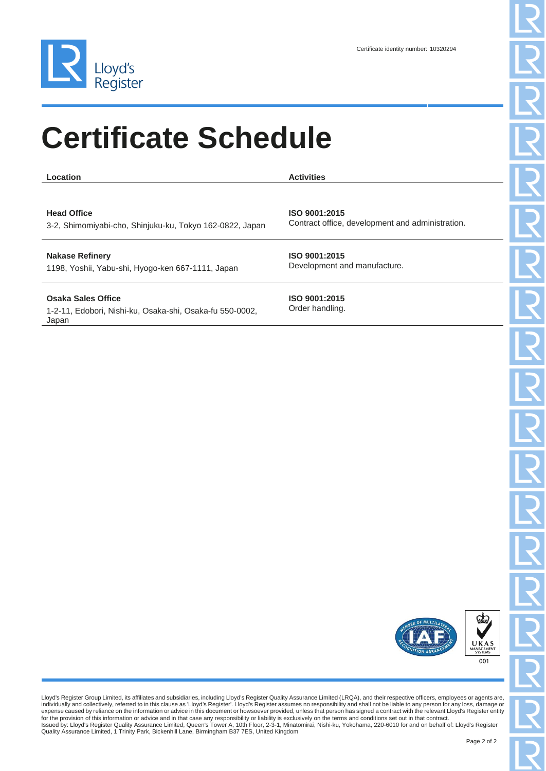Certificate identity number: 10320294

# Certificate Schedule

| Location | Activities |
| --- | --- |
| **Head Office**<br>3-2, Shimomiyabi-cho, Shinjuku-ku, Tokyo 162-0822, Japan | **ISO 9001:2015**<br>Contract office, development and administration. |
| **Nakase Refinery**<br>1198, Yoshii, Yabu-shi, Hyogo-ken 667-1111, Japan | **ISO 9001:2015**<br>Development and manufacture. |
| **Osaka Sales Office**<br>1-2-11, Edobori, Nishi-ku, Osaka-shi, Osaka-fu 550-0002, Japan | **ISO 9001:2015**<br>Order handling. |

UKAS MANAGEMENT SYSTEMS 001

Lloyd's Register Group Limited, its affiliates and subsidiaries, including Lloyd's Register Quality Assurance Limited (LRQA), and their respective officers, employees or agents are, individually and collectively, referred to in this clause as 'Lloyd's Register'. Lloyd's Register assumes no responsibility and shall not be liable to any person for any loss, damage or expense caused by reliance on the information or advice in this document or howsoever provided, unless that person has signed a contract with the relevant Lloyd's Register entity for the provision of this information or advice and in that case any responsibility or liability is exclusively on the terms and conditions set out in that contract.
Issued by: Lloyd's Register Quality Assurance Limited, Queen's Tower A, 10th Floor, 2-3-1, Minatomirai, Nishi-ku, Yokohama, 220-6010 for and on behalf of: Lloyd's Register Quality Assurance Limited, 1 Trinity Park, Bickenhill Lane, Birmingham B37 7ES, United Kingdom